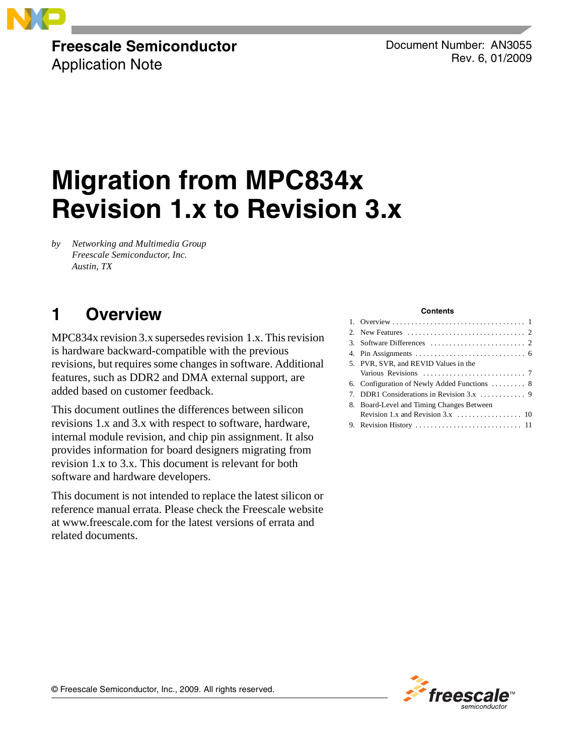Freescale Semiconductor
Application Note

Document Number: AN3055
Rev. 6, 01/2009

# Migration from MPC834x Revision 1.x to Revision 3.x

*by Networking and Multimedia Group*
*Freescale Semiconductor, Inc.*
*Austin, TX*

**Contents**

1. Overview . . . . . . . . . . 1
2. New Features . . . . . . . . . . 2
3. Software Differences . . . . . . . . . . 2
4. Pin Assignments . . . . . . . . . . 6
5. PVR, SVR, and REVID Values in the Various Revisions . . . . . . . . . . 7
6. Configuration of Newly Added Functions . . . . . . . . . . 8
7. DDR1 Considerations in Revision 3.x . . . . . . . . . . 9
8. Board-Level and Timing Changes Between Revision 1.x and Revision 3.x . . . . . . . . . . 10
9. Revision History . . . . . . . . . . 11

## 1 Overview

MPC834x revision 3.x supersedes revision 1.x. This revision is hardware backward-compatible with the previous revisions, but requires some changes in software. Additional features, such as DDR2 and DMA external support, are added based on customer feedback.

This document outlines the differences between silicon revisions 1.x and 3.x with respect to software, hardware, internal module revision, and chip pin assignment. It also provides information for board designers migrating from revision 1.x to 3.x. This document is relevant for both software and hardware developers.

This document is not intended to replace the latest silicon or reference manual errata. Please check the Freescale website at www.freescale.com for the latest versions of errata and related documents.

© Freescale Semiconductor, Inc., 2009. All rights reserved.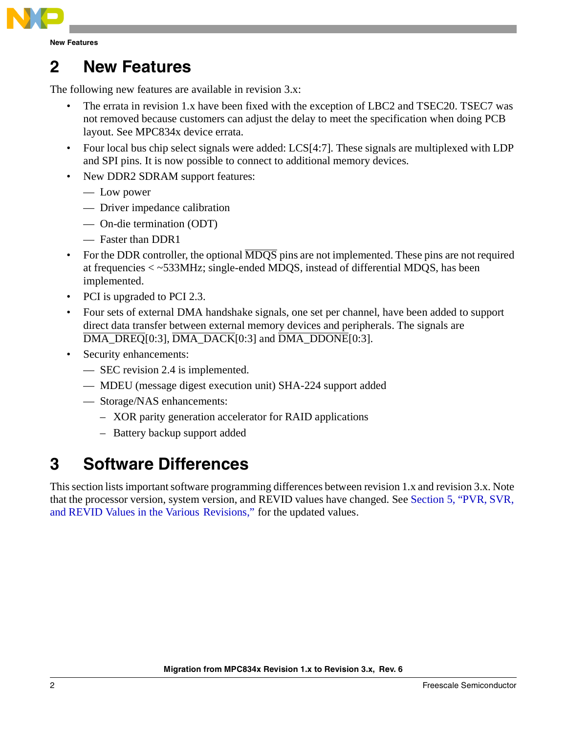## 2 New Features

The following new features are available in revision 3.x:

- The errata in revision 1.x have been fixed with the exception of LBC2 and TSEC20. TSEC7 was not removed because customers can adjust the delay to meet the specification when doing PCB layout. See MPC834x device errata.
- Four local bus chip select signals were added: LCS[4:7]. These signals are multiplexed with LDP and SPI pins. It is now possible to connect to additional memory devices.
- New DDR2 SDRAM support features:
  - — Low power
  - — Driver impedance calibration
  - — On-die termination (ODT)
  - — Faster than DDR1
- For the DDR controller, the optional $\overline{\text{MDQS}}$ pins are not implemented. These pins are not required at frequencies < ~533MHz; single-ended MDQS, instead of differential MDQS, has been implemented.
- PCI is upgraded to PCI 2.3.
- Four sets of external DMA handshake signals, one set per channel, have been added to support direct data transfer between external memory devices and peripherals. The signals are $\overline{\text{DMA\_DREQ}}$[0:3], $\overline{\text{DMA\_DACK}}$[0:3] and $\overline{\text{DMA\_DDONE}}$[0:3].
- Security enhancements:
  - — SEC revision 2.4 is implemented.
  - — MDEU (message digest execution unit) SHA-224 support added
  - — Storage/NAS enhancements:
    - – XOR parity generation accelerator for RAID applications
    - – Battery backup support added

## 3 Software Differences

This section lists important software programming differences between revision 1.x and revision 3.x. Note that the processor version, system version, and REVID values have changed. See Section 5, "PVR, SVR, and REVID Values in the Various Revisions," for the updated values.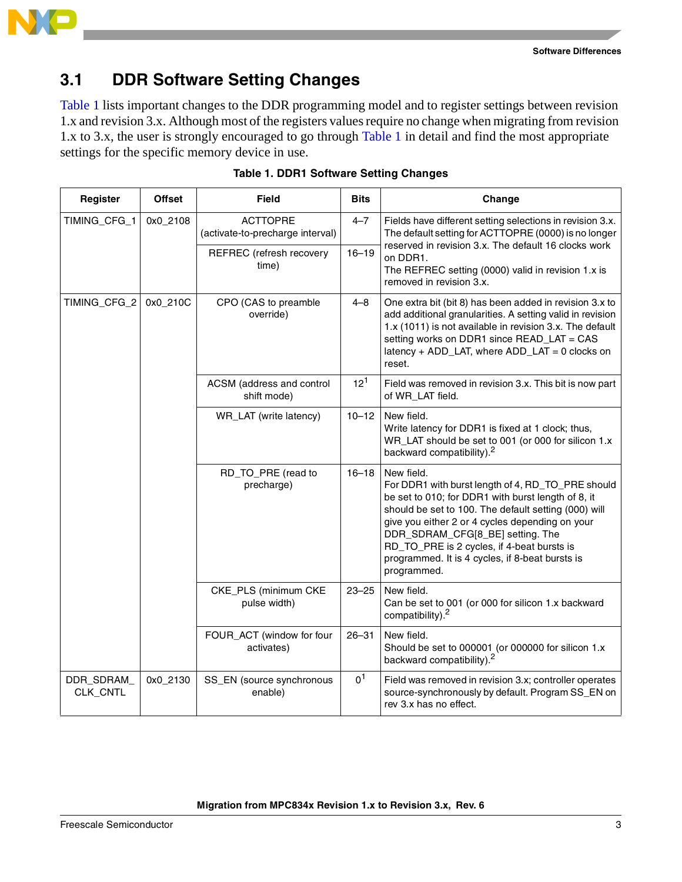## 3.1 DDR Software Setting Changes

Table 1 lists important changes to the DDR programming model and to register settings between revision 1.x and revision 3.x. Although most of the registers values require no change when migrating from revision 1.x to 3.x, the user is strongly encouraged to go through Table 1 in detail and find the most appropriate settings for the specific memory device in use.

**Table 1. DDR1 Software Setting Changes**

| Register | Offset | Field | Bits | Change |
|---|---|---|---|---|
| TIMING_CFG_1 | 0x0_2108 | ACTTOPRE (activate-to-precharge interval) | 4–7 | Fields have different setting selections in revision 3.x. The default setting for ACTTOPRE (0000) is no longer reserved in revision 3.x. The default 16 clocks work on DDR1. The REFREC setting (0000) valid in revision 1.x is removed in revision 3.x. |
| | | REFREC (refresh recovery time) | 16–19 | |
| TIMING_CFG_2 | 0x0_210C | CPO (CAS to preamble override) | 4–8 | One extra bit (bit 8) has been added in revision 3.x to add additional granularities. A setting valid in revision 1.x (1011) is not available in revision 3.x. The default setting works on DDR1 since READ_LAT = CAS latency + ADD_LAT, where ADD_LAT = 0 clocks on reset. |
| | | ACSM (address and control shift mode) | 12[1] | Field was removed in revision 3.x. This bit is now part of WR_LAT field. |
| | | WR_LAT (write latency) | 10–12 | New field. Write latency for DDR1 is fixed at 1 clock; thus, WR_LAT should be set to 001 (or 000 for silicon 1.x backward compatibility).[2] |
| | | RD_TO_PRE (read to precharge) | 16–18 | New field. For DDR1 with burst length of 4, RD_TO_PRE should be set to 010; for DDR1 with burst length of 8, it should be set to 100. The default setting (000) will give you either 2 or 4 cycles depending on your DDR_SDRAM_CFG[8_BE] setting. The RD_TO_PRE is 2 cycles, if 4-beat bursts is programmed. It is 4 cycles, if 8-beat bursts is programmed. |
| | | CKE_PLS (minimum CKE pulse width) | 23–25 | New field. Can be set to 001 (or 000 for silicon 1.x backward compatibility).[2] |
| | | FOUR_ACT (window for four activates) | 26–31 | New field. Should be set to 000001 (or 000000 for silicon 1.x backward compatibility).[2] |
| DDR_SDRAM_CLK_CNTL | 0x0_2130 | SS_EN (source synchronous enable) | 0[1] | Field was removed in revision 3.x; controller operates source-synchronously by default. Program SS_EN on rev 3.x has no effect. |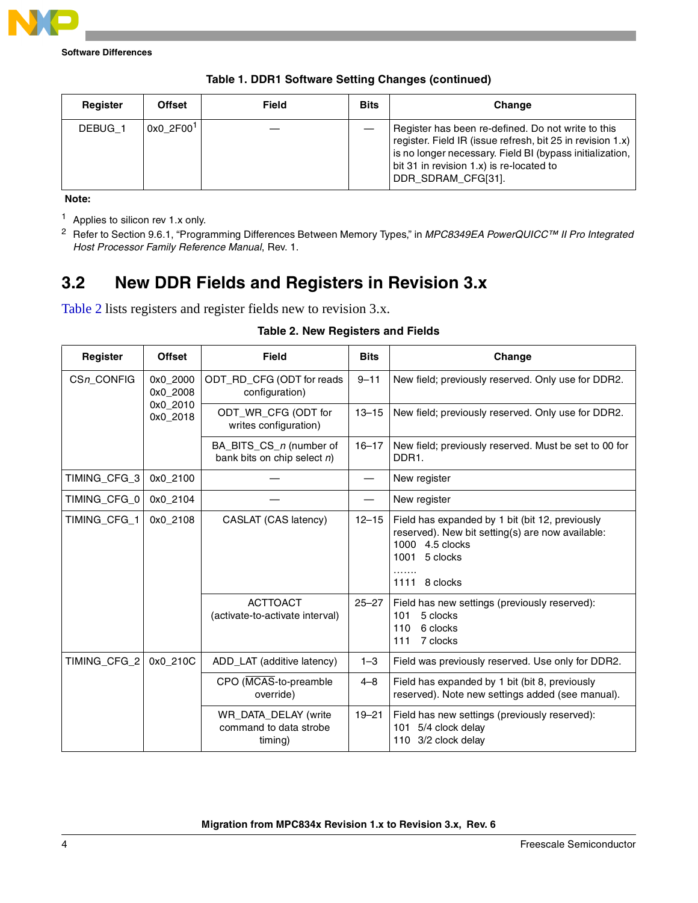**Table 1. DDR1 Software Setting Changes (continued)**

| Register | Offset | Field | Bits | Change |
|---|---|---|---|---|
| DEBUG_1 | 0x0_2F00[1] | — | — | Register has been re-defined. Do not write to this register. Field IR (issue refresh, bit 25 in revision 1.x) is no longer necessary. Field BI (bypass initialization, bit 31 in revision 1.x) is re-located to DDR_SDRAM_CFG[31]. |

**Note:**

[1] Applies to silicon rev 1.x only.

[2] Refer to Section 9.6.1, "Programming Differences Between Memory Types," in *MPC8349EA PowerQUICC™ II Pro Integrated Host Processor Family Reference Manual*, Rev. 1.

## 3.2 New DDR Fields and Registers in Revision 3.x

Table 2 lists registers and register fields new to revision 3.x.

**Table 2. New Registers and Fields**

| Register | Offset | Field | Bits | Change |
|---|---|---|---|---|
| CS*n*_CONFIG | 0x0_2000<br>0x0_2008<br>0x0_2010<br>0x0_2018 | ODT_RD_CFG (ODT for reads configuration) | 9–11 | New field; previously reserved. Only use for DDR2. |
| | | ODT_WR_CFG (ODT for writes configuration) | 13–15 | New field; previously reserved. Only use for DDR2. |
| | | BA_BITS_CS_*n* (number of bank bits on chip select *n*) | 16–17 | New field; previously reserved. Must be set to 00 for DDR1. |
| TIMING_CFG_3 | 0x0_2100 | — | — | New register |
| TIMING_CFG_0 | 0x0_2104 | — | — | New register |
| TIMING_CFG_1 | 0x0_2108 | CASLAT (CAS latency) | 12–15 | Field has expanded by 1 bit (bit 12, previously reserved). New bit setting(s) are now available:<br>1000 4.5 clocks<br>1001 5 clocks<br>.......<br>1111 8 clocks |
| | | ACTTOACT (activate-to-activate interval) | 25–27 | Field has new settings (previously reserved):<br>101 5 clocks<br>110 6 clocks<br>111 7 clocks |
| TIMING_CFG_2 | 0x0_210C | ADD_LAT (additive latency) | 1–3 | Field was previously reserved. Use only for DDR2. |
| | | CPO (MCAS-to-preamble override) | 4–8 | Field has expanded by 1 bit (bit 8, previously reserved). Note new settings added (see manual). |
| | | WR_DATA_DELAY (write command to data strobe timing) | 19–21 | Field has new settings (previously reserved):<br>101 5/4 clock delay<br>110 3/2 clock delay |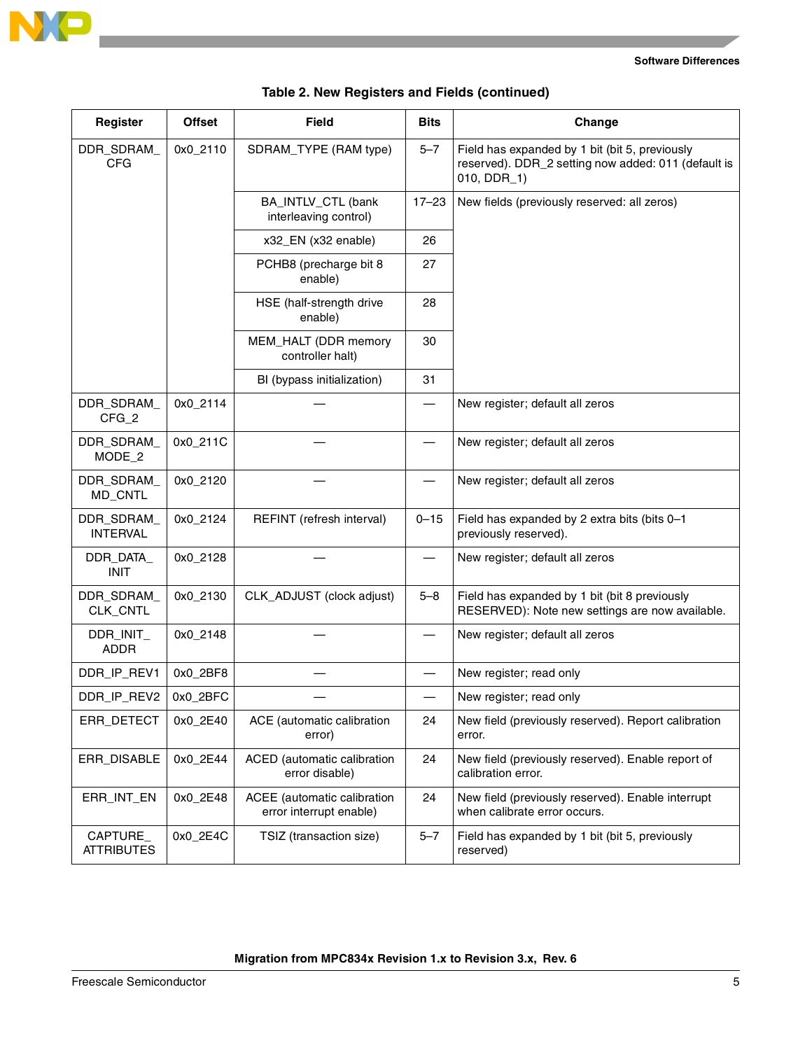**Table 2. New Registers and Fields (continued)**

| Register | Offset | Field | Bits | Change |
| --- | --- | --- | --- | --- |
| DDR_SDRAM_CFG | 0x0_2110 | SDRAM_TYPE (RAM type) | 5–7 | Field has expanded by 1 bit (bit 5, previously reserved). DDR_2 setting now added: 011 (default is 010, DDR_1) |
| | | BA_INTLV_CTL (bank interleaving control) | 17–23 | New fields (previously reserved: all zeros) |
| | | x32_EN (x32 enable) | 26 | |
| | | PCHB8 (precharge bit 8 enable) | 27 | |
| | | HSE (half-strength drive enable) | 28 | |
| | | MEM_HALT (DDR memory controller halt) | 30 | |
| | | BI (bypass initialization) | 31 | |
| DDR_SDRAM_CFG_2 | 0x0_2114 | — | — | New register; default all zeros |
| DDR_SDRAM_MODE_2 | 0x0_211C | — | — | New register; default all zeros |
| DDR_SDRAM_MD_CNTL | 0x0_2120 | — | — | New register; default all zeros |
| DDR_SDRAM_INTERVAL | 0x0_2124 | REFINT (refresh interval) | 0–15 | Field has expanded by 2 extra bits (bits 0–1 previously reserved). |
| DDR_DATA_INIT | 0x0_2128 | — | — | New register; default all zeros |
| DDR_SDRAM_CLK_CNTL | 0x0_2130 | CLK_ADJUST (clock adjust) | 5–8 | Field has expanded by 1 bit (bit 8 previously RESERVED): Note new settings are now available. |
| DDR_INIT_ADDR | 0x0_2148 | — | — | New register; default all zeros |
| DDR_IP_REV1 | 0x0_2BF8 | — | — | New register; read only |
| DDR_IP_REV2 | 0x0_2BFC | — | — | New register; read only |
| ERR_DETECT | 0x0_2E40 | ACE (automatic calibration error) | 24 | New field (previously reserved). Report calibration error. |
| ERR_DISABLE | 0x0_2E44 | ACED (automatic calibration error disable) | 24 | New field (previously reserved). Enable report of calibration error. |
| ERR_INT_EN | 0x0_2E48 | ACEE (automatic calibration error interrupt enable) | 24 | New field (previously reserved). Enable interrupt when calibrate error occurs. |
| CAPTURE_ATTRIBUTES | 0x0_2E4C | TSIZ (transaction size) | 5–7 | Field has expanded by 1 bit (bit 5, previously reserved) |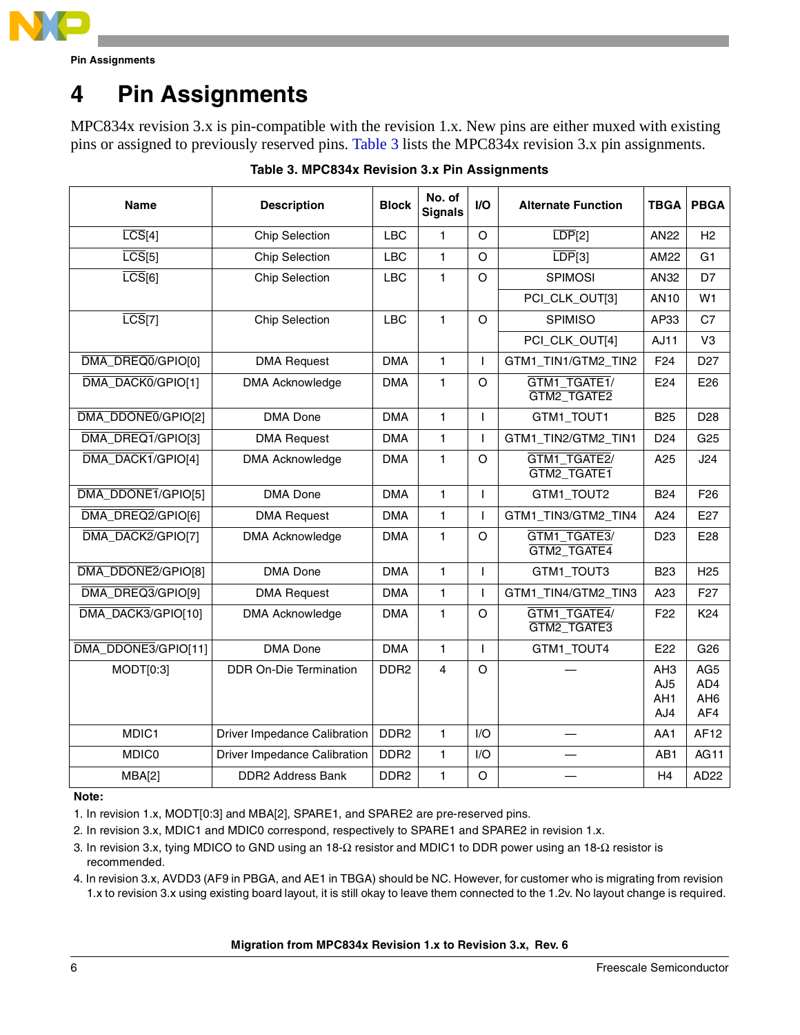# 4 Pin Assignments

MPC834x revision 3.x is pin-compatible with the revision 1.x. New pins are either muxed with existing pins or assigned to previously reserved pins. Table 3 lists the MPC834x revision 3.x pin assignments.

**Table 3. MPC834x Revision 3.x Pin Assignments**

| Name | Description | Block | No. of Signals | I/O | Alternate Function | TBGA | PBGA |
|---|---|---|---|---|---|---|---|
| LCS[4] | Chip Selection | LBC | 1 | O | LDP[2] | AN22 | H2 |
| LCS[5] | Chip Selection | LBC | 1 | O | LDP[3] | AM22 | G1 |
| LCS[6] | Chip Selection | LBC | 1 | O | SPIMOSI | AN32 | D7 |
| | | | | | PCI_CLK_OUT[3] | AN10 | W1 |
| LCS[7] | Chip Selection | LBC | 1 | O | SPIMISO | AP33 | C7 |
| | | | | | PCI_CLK_OUT[4] | AJ11 | V3 |
| DMA_DREQ0/GPIO[0] | DMA Request | DMA | 1 | I | GTM1_TIN1/GTM2_TIN2 | F24 | D27 |
| DMA_DACK0/GPIO[1] | DMA Acknowledge | DMA | 1 | O | GTM1_TGATE1/ GTM2_TGATE2 | E24 | E26 |
| DMA_DDONE0/GPIO[2] | DMA Done | DMA | 1 | I | GTM1_TOUT1 | B25 | D28 |
| DMA_DREQ1/GPIO[3] | DMA Request | DMA | 1 | I | GTM1_TIN2/GTM2_TIN1 | D24 | G25 |
| DMA_DACK1/GPIO[4] | DMA Acknowledge | DMA | 1 | O | GTM1_TGATE2/ GTM2_TGATE1 | A25 | J24 |
| DMA_DDONE1/GPIO[5] | DMA Done | DMA | 1 | I | GTM1_TOUT2 | B24 | F26 |
| DMA_DREQ2/GPIO[6] | DMA Request | DMA | 1 | I | GTM1_TIN3/GTM2_TIN4 | A24 | E27 |
| DMA_DACK2/GPIO[7] | DMA Acknowledge | DMA | 1 | O | GTM1_TGATE3/ GTM2_TGATE4 | D23 | E28 |
| DMA_DDONE2/GPIO[8] | DMA Done | DMA | 1 | I | GTM1_TOUT3 | B23 | H25 |
| DMA_DREQ3/GPIO[9] | DMA Request | DMA | 1 | I | GTM1_TIN4/GTM2_TIN3 | A23 | F27 |
| DMA_DACK3/GPIO[10] | DMA Acknowledge | DMA | 1 | O | GTM1_TGATE4/ GTM2_TGATE3 | F22 | K24 |
| DMA_DDONE3/GPIO[11] | DMA Done | DMA | 1 | I | GTM1_TOUT4 | E22 | G26 |
| MODT[0:3] | DDR On-Die Termination | DDR2 | 4 | O | — | AH3 AJ5 AH1 AJ4 | AG5 AD4 AH6 AF4 |
| MDIC1 | Driver Impedance Calibration | DDR2 | 1 | I/O | — | AA1 | AF12 |
| MDIC0 | Driver Impedance Calibration | DDR2 | 1 | I/O | — | AB1 | AG11 |
| MBA[2] | DDR2 Address Bank | DDR2 | 1 | O | — | H4 | AD22 |

**Note:**

1. In revision 1.x, MODT[0:3] and MBA[2], SPARE1, and SPARE2 are pre-reserved pins.
2. In revision 3.x, MDIC1 and MDIC0 correspond, respectively to SPARE1 and SPARE2 in revision 1.x.
3. In revision 3.x, tying MDICO to GND using an 18-Ω resistor and MDIC1 to DDR power using an 18-Ω resistor is recommended.
4. In revision 3.x, AVDD3 (AF9 in PBGA, and AE1 in TBGA) should be NC. However, for customer who is migrating from revision 1.x to revision 3.x using existing board layout, it is still okay to leave them connected to the 1.2v. No layout change is required.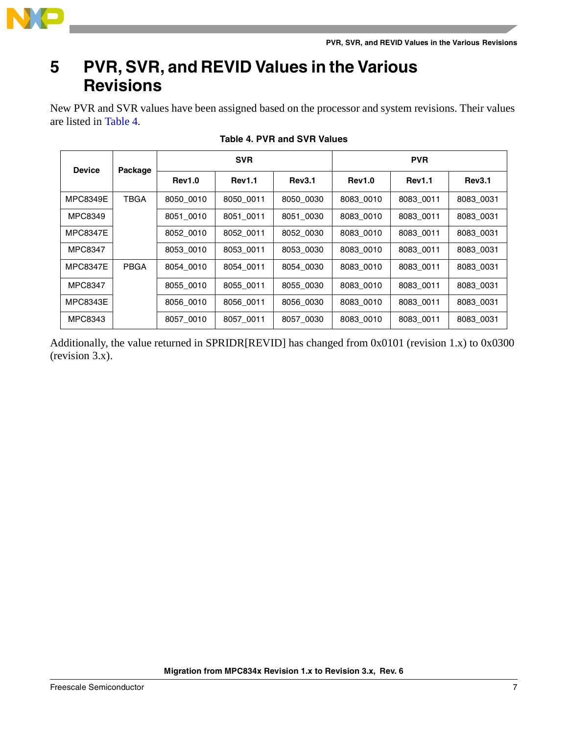# 5 PVR, SVR, and REVID Values in the Various Revisions

New PVR and SVR values have been assigned based on the processor and system revisions. Their values are listed in Table 4.

**Table 4. PVR and SVR Values**

| Device | Package | SVR | | | PVR | | |
|---|---|---|---|---|---|---|---|
| | | Rev1.0 | Rev1.1 | Rev3.1 | Rev1.0 | Rev1.1 | Rev3.1 |
| MPC8349E | TBGA | 8050_0010 | 8050_0011 | 8050_0030 | 8083_0010 | 8083_0011 | 8083_0031 |
| MPC8349 | | 8051_0010 | 8051_0011 | 8051_0030 | 8083_0010 | 8083_0011 | 8083_0031 |
| MPC8347E | | 8052_0010 | 8052_0011 | 8052_0030 | 8083_0010 | 8083_0011 | 8083_0031 |
| MPC8347 | | 8053_0010 | 8053_0011 | 8053_0030 | 8083_0010 | 8083_0011 | 8083_0031 |
| MPC8347E | PBGA | 8054_0010 | 8054_0011 | 8054_0030 | 8083_0010 | 8083_0011 | 8083_0031 |
| MPC8347 | | 8055_0010 | 8055_0011 | 8055_0030 | 8083_0010 | 8083_0011 | 8083_0031 |
| MPC8343E | | 8056_0010 | 8056_0011 | 8056_0030 | 8083_0010 | 8083_0011 | 8083_0031 |
| MPC8343 | | 8057_0010 | 8057_0011 | 8057_0030 | 8083_0010 | 8083_0011 | 8083_0031 |

Additionally, the value returned in SPRIDR[REVID] has changed from 0x0101 (revision 1.x) to 0x0300 (revision 3.x).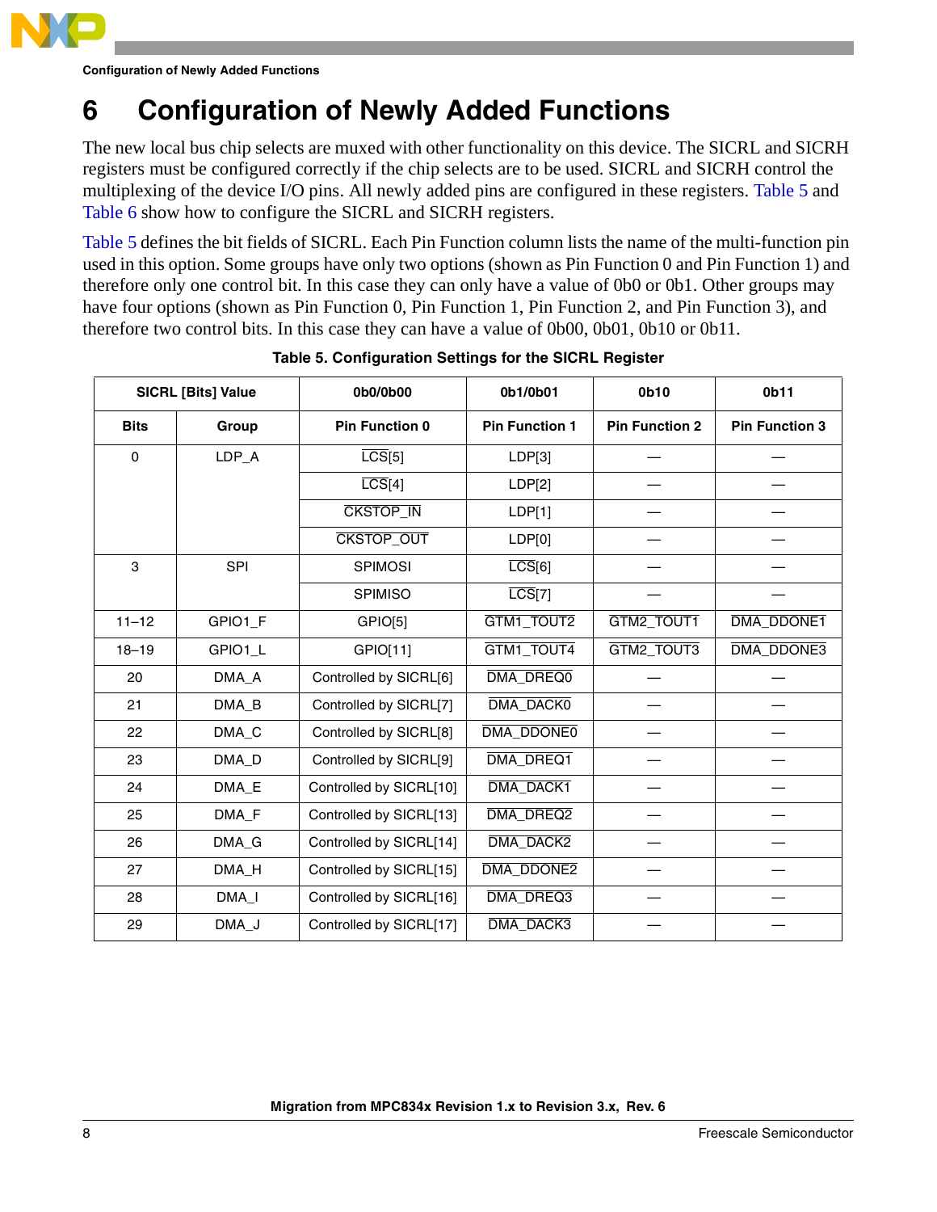# 6 Configuration of Newly Added Functions

The new local bus chip selects are muxed with other functionality on this device. The SICRL and SICRH registers must be configured correctly if the chip selects are to be used. SICRL and SICRH control the multiplexing of the device I/O pins. All newly added pins are configured in these registers. Table 5 and Table 6 show how to configure the SICRL and SICRH registers.

Table 5 defines the bit fields of SICRL. Each Pin Function column lists the name of the multi-function pin used in this option. Some groups have only two options (shown as Pin Function 0 and Pin Function 1) and therefore only one control bit. In this case they can only have a value of 0b0 or 0b1. Other groups may have four options (shown as Pin Function 0, Pin Function 1, Pin Function 2, and Pin Function 3), and therefore two control bits. In this case they can have a value of 0b00, 0b01, 0b10 or 0b11.

**Table 5. Configuration Settings for the SICRL Register**

| SICRL [Bits] Value | | 0b0/0b00 | 0b1/0b01 | 0b10 | 0b11 |
|---|---|---|---|---|---|
| **Bits** | **Group** | **Pin Function 0** | **Pin Function 1** | **Pin Function 2** | **Pin Function 3** |
| 0 | LDP_A | LCS[5] | LDP[3] | — | — |
| | | LCS[4] | LDP[2] | — | — |
| | | CKSTOP_IN | LDP[1] | — | — |
| | | CKSTOP_OUT | LDP[0] | — | — |
| 3 | SPI | SPIMOSI | LCS[6] | — | — |
| | | SPIMISO | LCS[7] | — | — |
| 11–12 | GPIO1_F | GPIO[5] | GTM1_TOUT2 | GTM2_TOUT1 | DMA_DDONE1 |
| 18–19 | GPIO1_L | GPIO[11] | GTM1_TOUT4 | GTM2_TOUT3 | DMA_DDONE3 |
| 20 | DMA_A | Controlled by SICRL[6] | DMA_DREQ0 | — | — |
| 21 | DMA_B | Controlled by SICRL[7] | DMA_DACK0 | — | — |
| 22 | DMA_C | Controlled by SICRL[8] | DMA_DDONE0 | — | — |
| 23 | DMA_D | Controlled by SICRL[9] | DMA_DREQ1 | — | — |
| 24 | DMA_E | Controlled by SICRL[10] | DMA_DACK1 | — | — |
| 25 | DMA_F | Controlled by SICRL[13] | DMA_DREQ2 | — | — |
| 26 | DMA_G | Controlled by SICRL[14] | DMA_DACK2 | — | — |
| 27 | DMA_H | Controlled by SICRL[15] | DMA_DDONE2 | — | — |
| 28 | DMA_I | Controlled by SICRL[16] | DMA_DREQ3 | — | — |
| 29 | DMA_J | Controlled by SICRL[17] | DMA_DACK3 | — | — |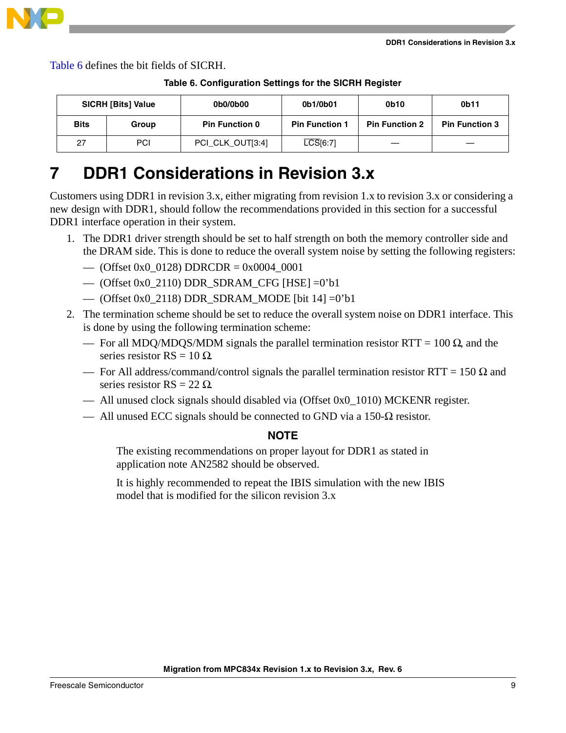Table 6 defines the bit fields of SICRH.

**Table 6. Configuration Settings for the SICRH Register**

| SICRH [Bits] Value | | 0b0/0b00 | 0b1/0b01 | 0b10 | 0b11 |
|---|---|---|---|---|---|
| **Bits** | **Group** | **Pin Function 0** | **Pin Function 1** | **Pin Function 2** | **Pin Function 3** |
| 27 | PCI | PCI_CLK_OUT[3:4] | $\overline{\text{LCS}}$[6:7] | — | — |

# 7 DDR1 Considerations in Revision 3.x

Customers using DDR1 in revision 3.x, either migrating from revision 1.x to revision 3.x or considering a new design with DDR1, should follow the recommendations provided in this section for a successful DDR1 interface operation in their system.

1. The DDR1 driver strength should be set to half strength on both the memory controller side and the DRAM side. This is done to reduce the overall system noise by setting the following registers:
   - (Offset 0x0_0128) DDRCDR = 0x0004_0001
   - (Offset 0x0_2110) DDR_SDRAM_CFG [HSE] =0’b1
   - (Offset 0x0_2118) DDR_SDRAM_MODE [bit 14] =0’b1
2. The termination scheme should be set to reduce the overall system noise on DDR1 interface. This is done by using the following termination scheme:
   - For all MDQ/MDQS/MDM signals the parallel termination resistor RTT = 100 Ω, and the series resistor RS = 10 Ω.
   - For All address/command/control signals the parallel termination resistor RTT = 150 Ω and series resistor RS = 22 Ω.
   - All unused clock signals should disabled via (Offset 0x0_1010) MCKENR register.
   - All unused ECC signals should be connected to GND via a 150-Ω resistor.

**NOTE**

The existing recommendations on proper layout for DDR1 as stated in application note AN2582 should be observed.

It is highly recommended to repeat the IBIS simulation with the new IBIS model that is modified for the silicon revision 3.x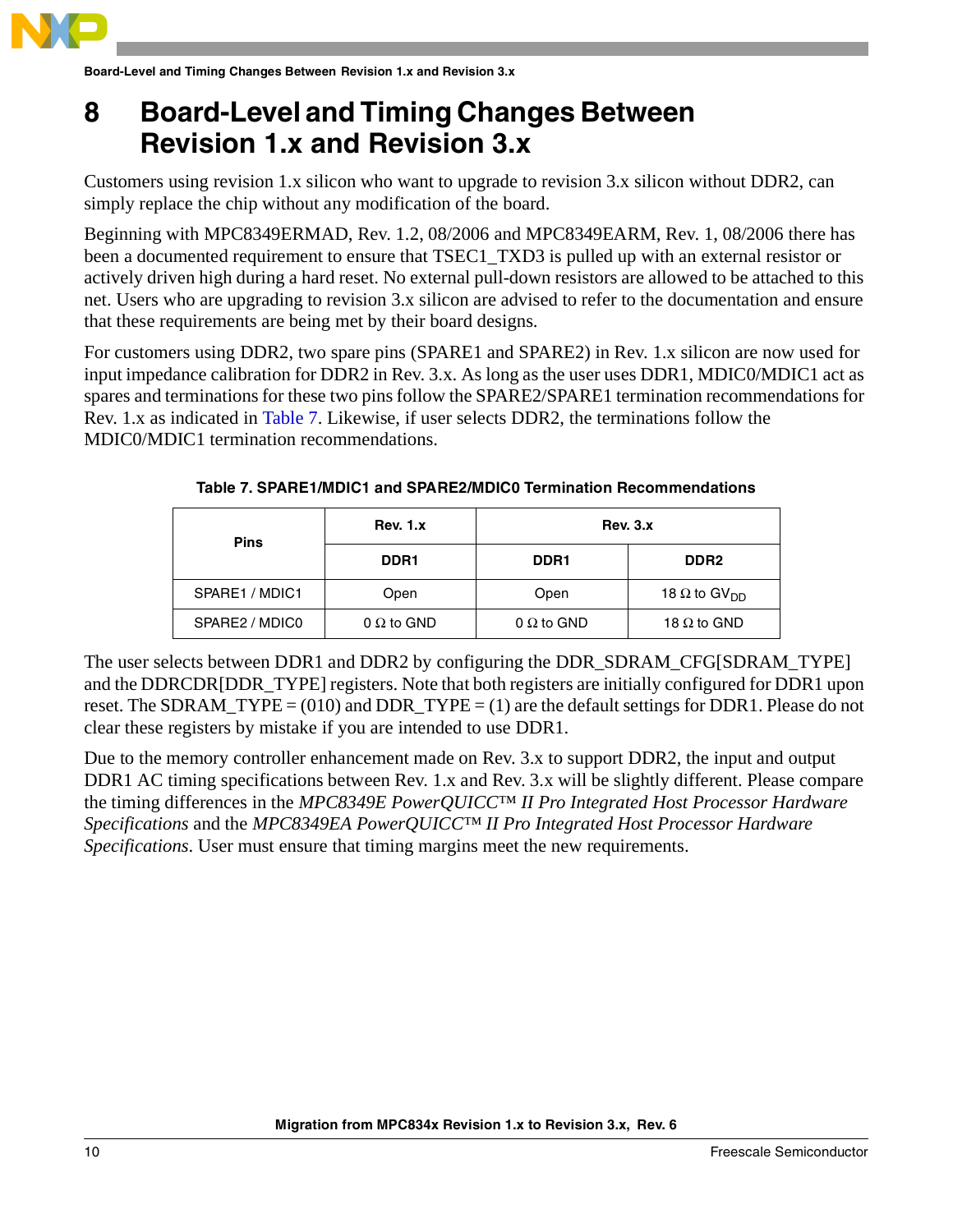# 8 Board-Level and Timing Changes Between Revision 1.x and Revision 3.x

Customers using revision 1.x silicon who want to upgrade to revision 3.x silicon without DDR2, can simply replace the chip without any modification of the board.

Beginning with MPC8349ERMAD, Rev. 1.2, 08/2006 and MPC8349EARM, Rev. 1, 08/2006 there has been a documented requirement to ensure that TSEC1_TXD3 is pulled up with an external resistor or actively driven high during a hard reset. No external pull-down resistors are allowed to be attached to this net. Users who are upgrading to revision 3.x silicon are advised to refer to the documentation and ensure that these requirements are being met by their board designs.

For customers using DDR2, two spare pins (SPARE1 and SPARE2) in Rev. 1.x silicon are now used for input impedance calibration for DDR2 in Rev. 3.x. As long as the user uses DDR1, MDIC0/MDIC1 act as spares and terminations for these two pins follow the SPARE2/SPARE1 termination recommendations for Rev. 1.x as indicated in Table 7. Likewise, if user selects DDR2, the terminations follow the MDIC0/MDIC1 termination recommendations.

**Table 7. SPARE1/MDIC1 and SPARE2/MDIC0 Termination Recommendations**

| Pins | Rev. 1.x | Rev. 3.x | |
|---|---|---|---|
| | DDR1 | DDR1 | DDR2 |
| SPARE1 / MDIC1 | Open | Open | 18 Ω to $GV_{DD}$ |
| SPARE2 / MDIC0 | 0 Ω to GND | 0 Ω to GND | 18 Ω to GND |

The user selects between DDR1 and DDR2 by configuring the DDR_SDRAM_CFG[SDRAM_TYPE] and the DDRCDR[DDR_TYPE] registers. Note that both registers are initially configured for DDR1 upon reset. The SDRAM_TYPE = (010) and DDR_TYPE = (1) are the default settings for DDR1. Please do not clear these registers by mistake if you are intended to use DDR1.

Due to the memory controller enhancement made on Rev. 3.x to support DDR2, the input and output DDR1 AC timing specifications between Rev. 1.x and Rev. 3.x will be slightly different. Please compare the timing differences in the *MPC8349E PowerQUICC™ II Pro Integrated Host Processor Hardware Specifications* and the *MPC8349EA PowerQUICC™ II Pro Integrated Host Processor Hardware Specifications*. User must ensure that timing margins meet the new requirements.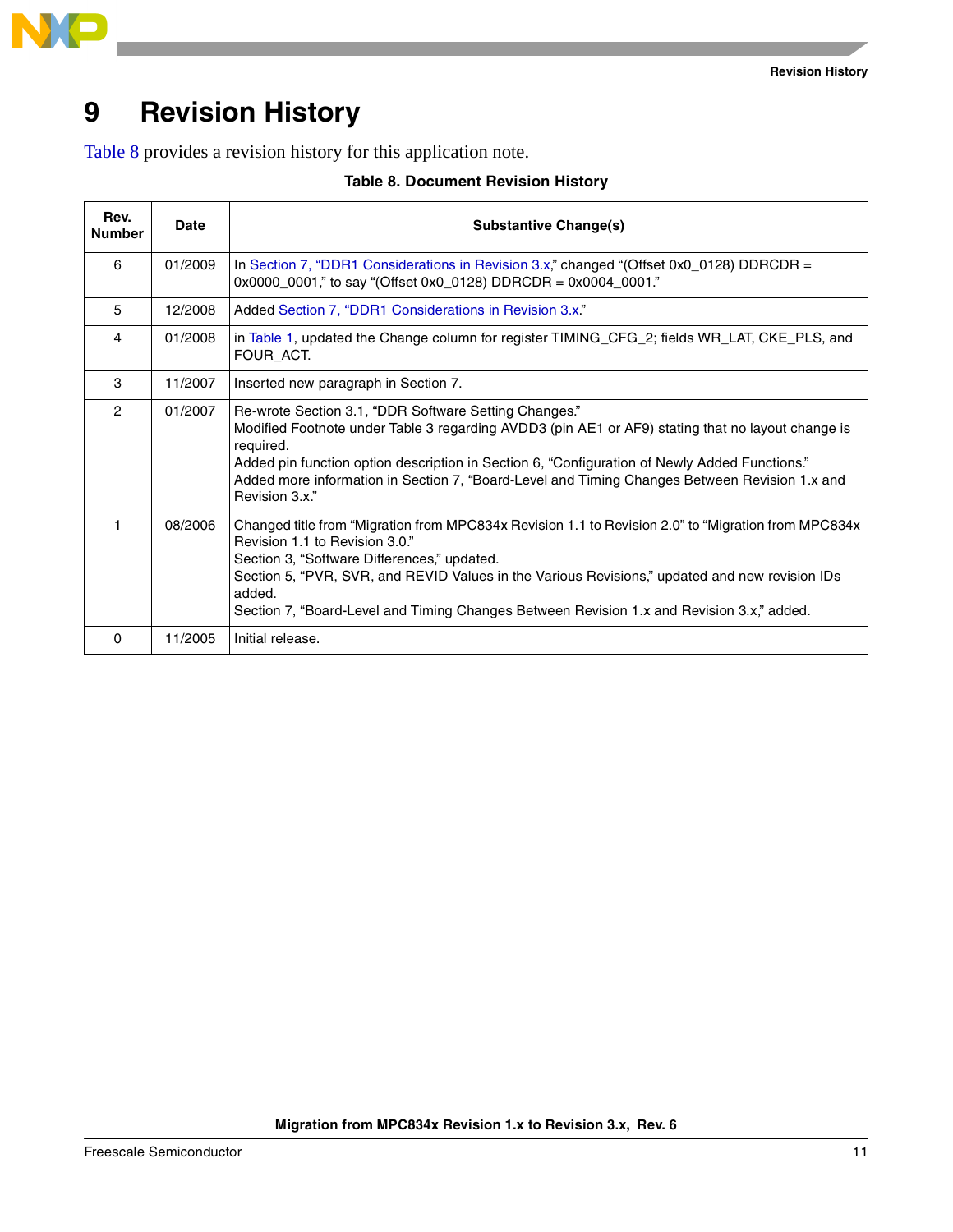# 9 Revision History

Table 8 provides a revision history for this application note.

**Table 8. Document Revision History**

| Rev. Number | Date | Substantive Change(s) |
|---|---|---|
| 6 | 01/2009 | In Section 7, "DDR1 Considerations in Revision 3.x," changed "(Offset 0x0_0128) DDRCDR = 0x0000_0001," to say "(Offset 0x0_0128) DDRCDR = 0x0004_0001." |
| 5 | 12/2008 | Added Section 7, "DDR1 Considerations in Revision 3.x." |
| 4 | 01/2008 | in Table 1, updated the Change column for register TIMING_CFG_2; fields WR_LAT, CKE_PLS, and FOUR_ACT. |
| 3 | 11/2007 | Inserted new paragraph in Section 7. |
| 2 | 01/2007 | Re-wrote Section 3.1, "DDR Software Setting Changes." Modified Footnote under Table 3 regarding AVDD3 (pin AE1 or AF9) stating that no layout change is required. Added pin function option description in Section 6, "Configuration of Newly Added Functions." Added more information in Section 7, "Board-Level and Timing Changes Between Revision 1.x and Revision 3.x." |
| 1 | 08/2006 | Changed title from "Migration from MPC834x Revision 1.1 to Revision 2.0" to "Migration from MPC834x Revision 1.1 to Revision 3.0." Section 3, "Software Differences," updated. Section 5, "PVR, SVR, and REVID Values in the Various Revisions," updated and new revision IDs added. Section 7, "Board-Level and Timing Changes Between Revision 1.x and Revision 3.x," added. |
| 0 | 11/2005 | Initial release. |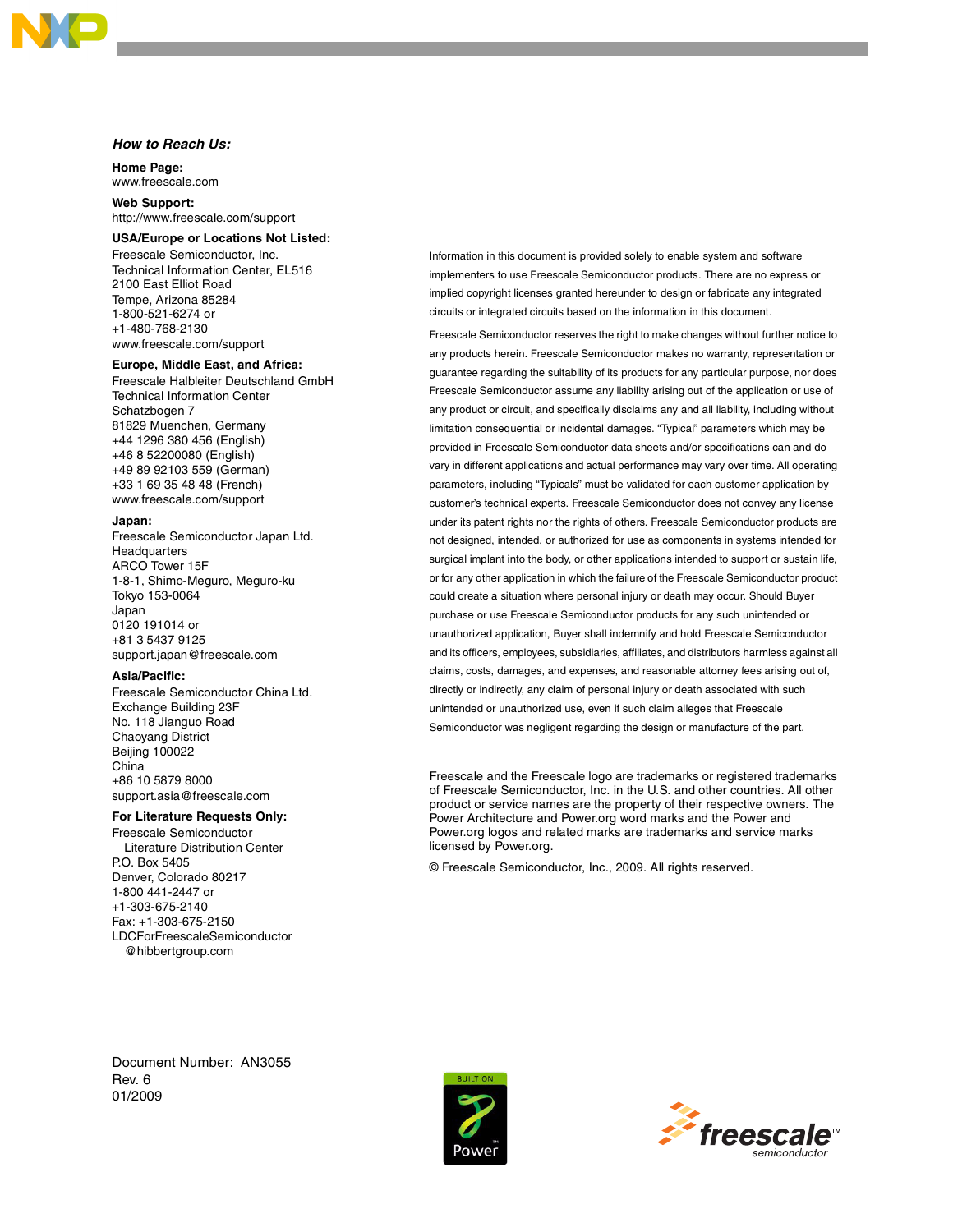*How to Reach Us:*

**Home Page:**
www.freescale.com

**Web Support:**
http://www.freescale.com/support

**USA/Europe or Locations Not Listed:**
Freescale Semiconductor, Inc.
Technical Information Center, EL516
2100 East Elliot Road
Tempe, Arizona 85284
1-800-521-6274 or
+1-480-768-2130
www.freescale.com/support

**Europe, Middle East, and Africa:**
Freescale Halbleiter Deutschland GmbH
Technical Information Center
Schatzbogen 7
81829 Muenchen, Germany
+44 1296 380 456 (English)
+46 8 52200080 (English)
+49 89 92103 559 (German)
+33 1 69 35 48 48 (French)
www.freescale.com/support

**Japan:**
Freescale Semiconductor Japan Ltd.
Headquarters
ARCO Tower 15F
1-8-1, Shimo-Meguro, Meguro-ku
Tokyo 153-0064
Japan
0120 191014 or
+81 3 5437 9125
support.japan@freescale.com

**Asia/Pacific:**
Freescale Semiconductor China Ltd.
Exchange Building 23F
No. 118 Jianguo Road
Chaoyang District
Beijing 100022
China
+86 10 5879 8000
support.asia@freescale.com

**For Literature Requests Only:**
Freescale Semiconductor
Literature Distribution Center
P.O. Box 5405
Denver, Colorado 80217
1-800 441-2447 or
+1-303-675-2140
Fax: +1-303-675-2150
LDCForFreescaleSemiconductor
@hibbertgroup.com

Information in this document is provided solely to enable system and software implementers to use Freescale Semiconductor products. There are no express or implied copyright licenses granted hereunder to design or fabricate any integrated circuits or integrated circuits based on the information in this document.

Freescale Semiconductor reserves the right to make changes without further notice to any products herein. Freescale Semiconductor makes no warranty, representation or guarantee regarding the suitability of its products for any particular purpose, nor does Freescale Semiconductor assume any liability arising out of the application or use of any product or circuit, and specifically disclaims any and all liability, including without limitation consequential or incidental damages. "Typical" parameters which may be provided in Freescale Semiconductor data sheets and/or specifications can and do vary in different applications and actual performance may vary over time. All operating parameters, including "Typicals" must be validated for each customer application by customer's technical experts. Freescale Semiconductor does not convey any license under its patent rights nor the rights of others. Freescale Semiconductor products are not designed, intended, or authorized for use as components in systems intended for surgical implant into the body, or other applications intended to support or sustain life, or for any other application in which the failure of the Freescale Semiconductor product could create a situation where personal injury or death may occur. Should Buyer purchase or use Freescale Semiconductor products for any such unintended or unauthorized application, Buyer shall indemnify and hold Freescale Semiconductor and its officers, employees, subsidiaries, affiliates, and distributors harmless against all claims, costs, damages, and expenses, and reasonable attorney fees arising out of, directly or indirectly, any claim of personal injury or death associated with such unintended or unauthorized use, even if such claim alleges that Freescale Semiconductor was negligent regarding the design or manufacture of the part.

Freescale and the Freescale logo are trademarks or registered trademarks of Freescale Semiconductor, Inc. in the U.S. and other countries. All other product or service names are the property of their respective owners. The Power Architecture and Power.org word marks and the Power and Power.org logos and related marks are trademarks and service marks licensed by Power.org.

© Freescale Semiconductor, Inc., 2009. All rights reserved.

Document Number: AN3055
Rev. 6
01/2009